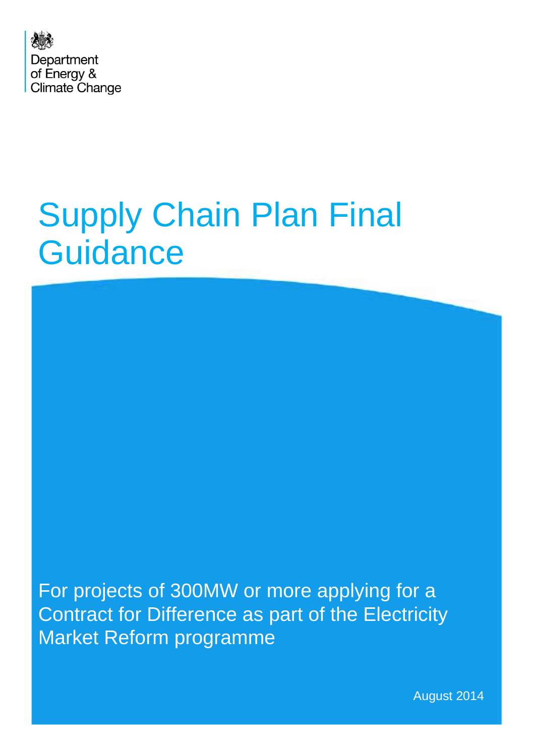Department
of Energy &
Climate Change

# Supply Chain Plan Final Guidance

For projects of 300MW or more applying for a Contract for Difference as part of the Electricity Market Reform programme

August 2014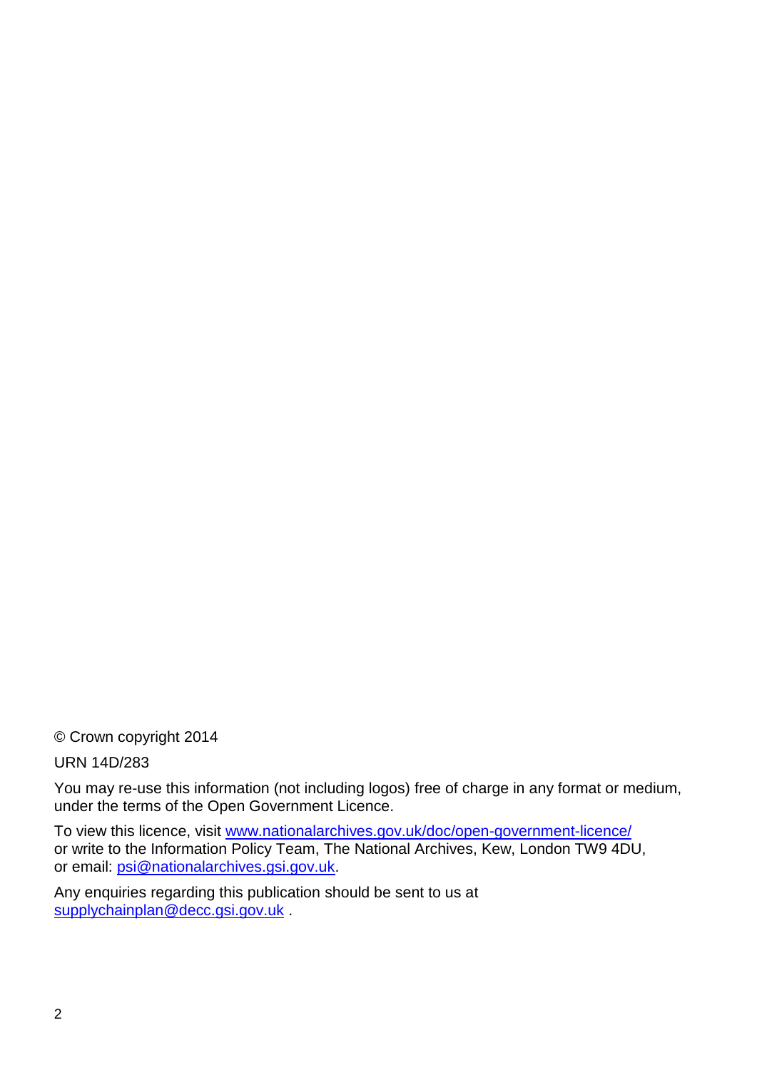© Crown copyright 2014

URN 14D/283

You may re-use this information (not including logos) free of charge in any format or medium, under the terms of the Open Government Licence.

To view this licence, visit [www.nationalarchives.gov.uk/doc/open-government-licence/](http://www.nationalarchives.gov.uk/doc/open-government-licence/) or write to the Information Policy Team, The National Archives, Kew, London TW9 4DU, or email: [psi@nationalarchives.gsi.gov.uk](mailto:psi@nationalarchives.gsi.gov.uk).

Any enquiries regarding this publication should be sent to us at [supplychainplan@decc.gsi.gov.uk](mailto:supplychainplan@decc.gsi.gov.uk) .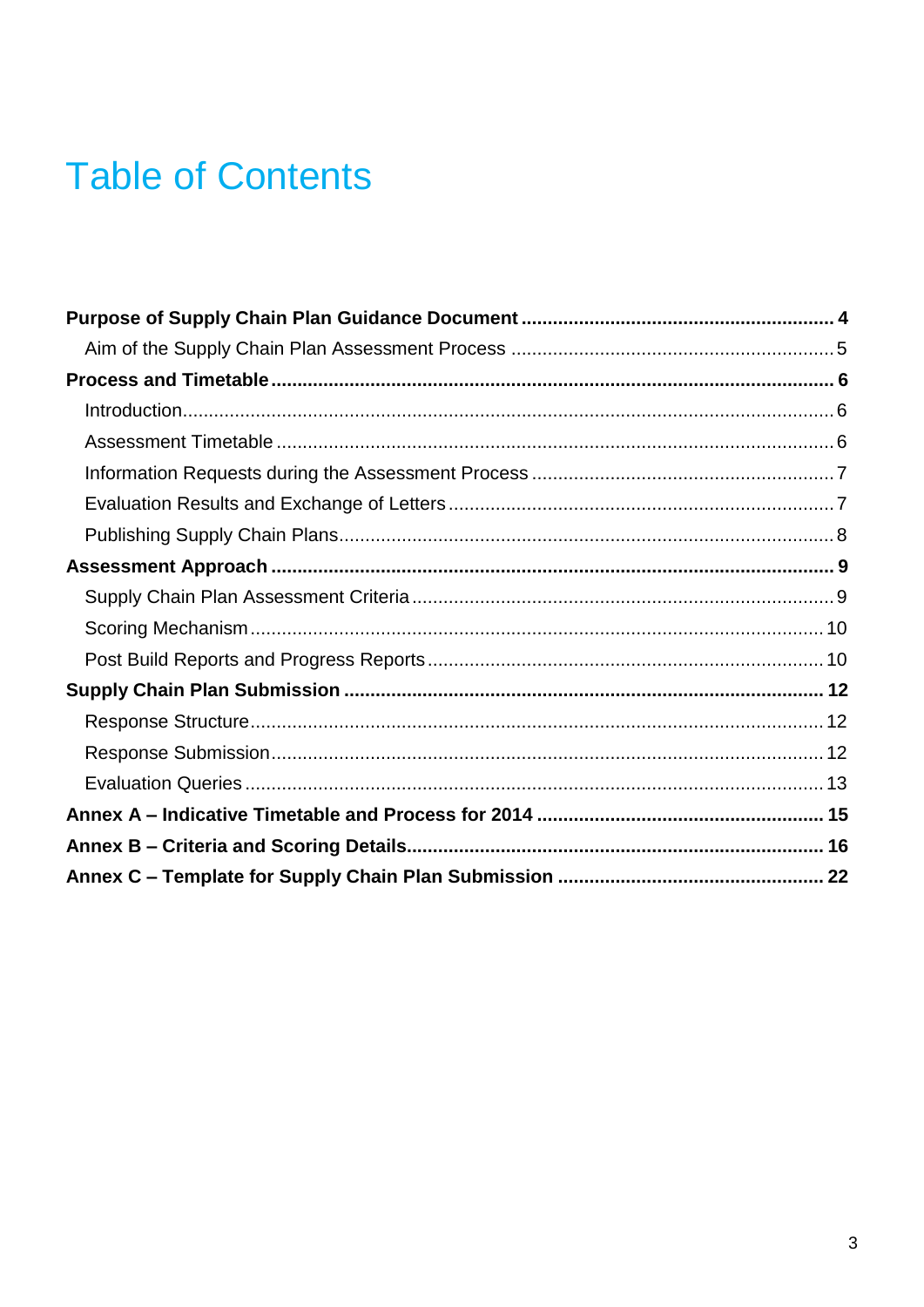# Table of Contents

**Purpose of Supply Chain Plan Guidance Document** .......... **4**

Aim of the Supply Chain Plan Assessment Process .......... 5

**Process and Timetable** .......... **6**

Introduction .......... 6

Assessment Timetable .......... 6

Information Requests during the Assessment Process .......... 7

Evaluation Results and Exchange of Letters .......... 7

Publishing Supply Chain Plans .......... 8

**Assessment Approach** .......... **9**

Supply Chain Plan Assessment Criteria .......... 9

Scoring Mechanism .......... 10

Post Build Reports and Progress Reports .......... 10

**Supply Chain Plan Submission** .......... **12**

Response Structure .......... 12

Response Submission .......... 12

Evaluation Queries .......... 13

**Annex A – Indicative Timetable and Process for 2014** .......... **15**

**Annex B – Criteria and Scoring Details** .......... **16**

**Annex C – Template for Supply Chain Plan Submission** .......... **22**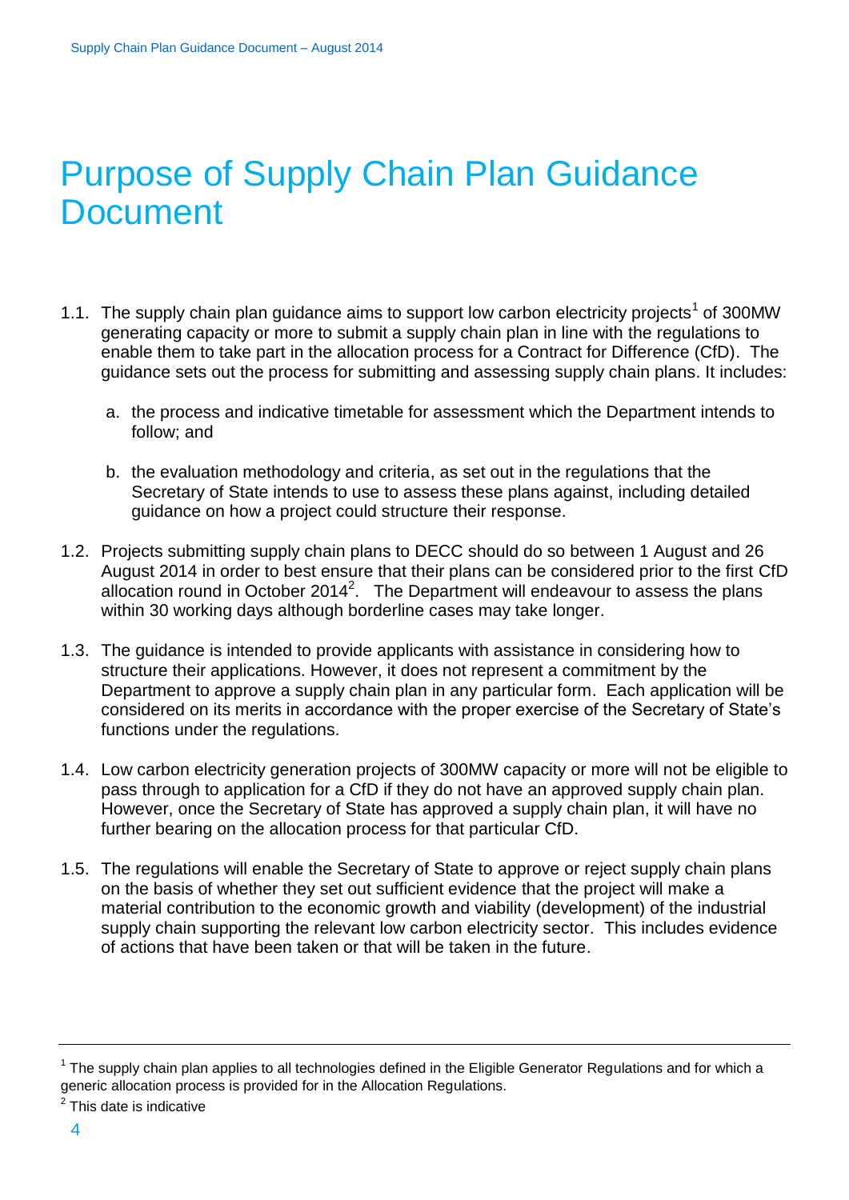# Purpose of Supply Chain Plan Guidance Document

1.1. The supply chain plan guidance aims to support low carbon electricity projects[1] of 300MW generating capacity or more to submit a supply chain plan in line with the regulations to enable them to take part in the allocation process for a Contract for Difference (CfD). The guidance sets out the process for submitting and assessing supply chain plans. It includes:

a. the process and indicative timetable for assessment which the Department intends to follow; and

b. the evaluation methodology and criteria, as set out in the regulations that the Secretary of State intends to use to assess these plans against, including detailed guidance on how a project could structure their response.

1.2. Projects submitting supply chain plans to DECC should do so between 1 August and 26 August 2014 in order to best ensure that their plans can be considered prior to the first CfD allocation round in October 2014[2]. The Department will endeavour to assess the plans within 30 working days although borderline cases may take longer.

1.3. The guidance is intended to provide applicants with assistance in considering how to structure their applications. However, it does not represent a commitment by the Department to approve a supply chain plan in any particular form. Each application will be considered on its merits in accordance with the proper exercise of the Secretary of State's functions under the regulations.

1.4. Low carbon electricity generation projects of 300MW capacity or more will not be eligible to pass through to application for a CfD if they do not have an approved supply chain plan. However, once the Secretary of State has approved a supply chain plan, it will have no further bearing on the allocation process for that particular CfD.

1.5. The regulations will enable the Secretary of State to approve or reject supply chain plans on the basis of whether they set out sufficient evidence that the project will make a material contribution to the economic growth and viability (development) of the industrial supply chain supporting the relevant low carbon electricity sector. This includes evidence of actions that have been taken or that will be taken in the future.

---

[1] The supply chain plan applies to all technologies defined in the Eligible Generator Regulations and for which a generic allocation process is provided for in the Allocation Regulations.

[2] This date is indicative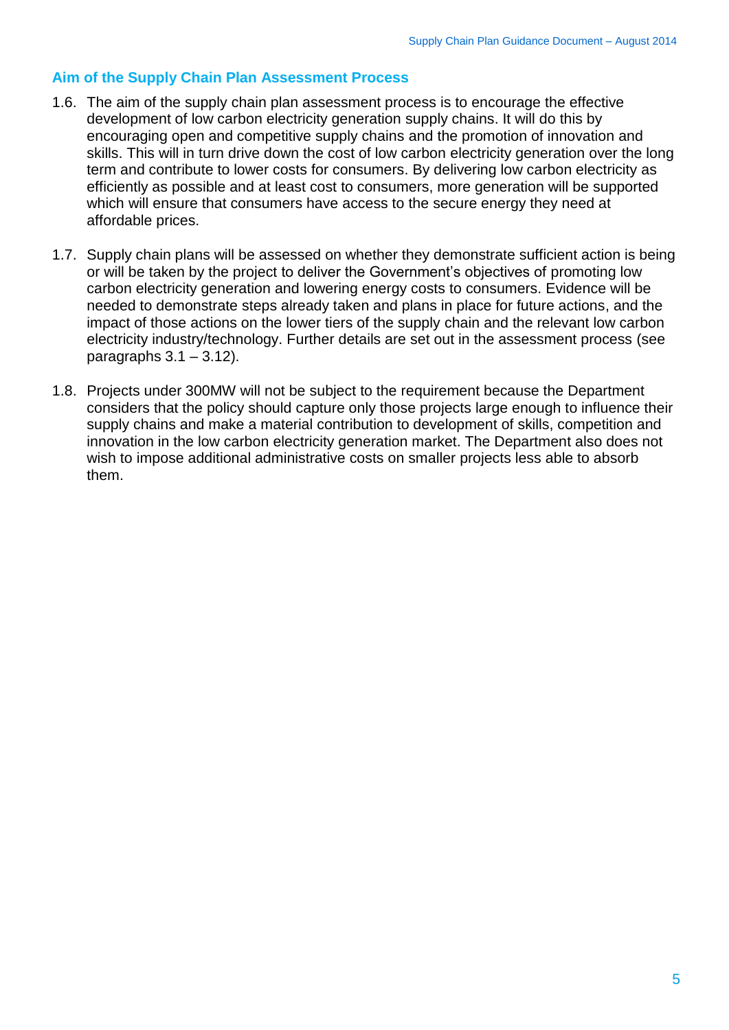## Aim of the Supply Chain Plan Assessment Process

1.6. The aim of the supply chain plan assessment process is to encourage the effective development of low carbon electricity generation supply chains. It will do this by encouraging open and competitive supply chains and the promotion of innovation and skills. This will in turn drive down the cost of low carbon electricity generation over the long term and contribute to lower costs for consumers. By delivering low carbon electricity as efficiently as possible and at least cost to consumers, more generation will be supported which will ensure that consumers have access to the secure energy they need at affordable prices.

1.7. Supply chain plans will be assessed on whether they demonstrate sufficient action is being or will be taken by the project to deliver the Government's objectives of promoting low carbon electricity generation and lowering energy costs to consumers. Evidence will be needed to demonstrate steps already taken and plans in place for future actions, and the impact of those actions on the lower tiers of the supply chain and the relevant low carbon electricity industry/technology. Further details are set out in the assessment process (see paragraphs 3.1 – 3.12).

1.8. Projects under 300MW will not be subject to the requirement because the Department considers that the policy should capture only those projects large enough to influence their supply chains and make a material contribution to development of skills, competition and innovation in the low carbon electricity generation market. The Department also does not wish to impose additional administrative costs on smaller projects less able to absorb them.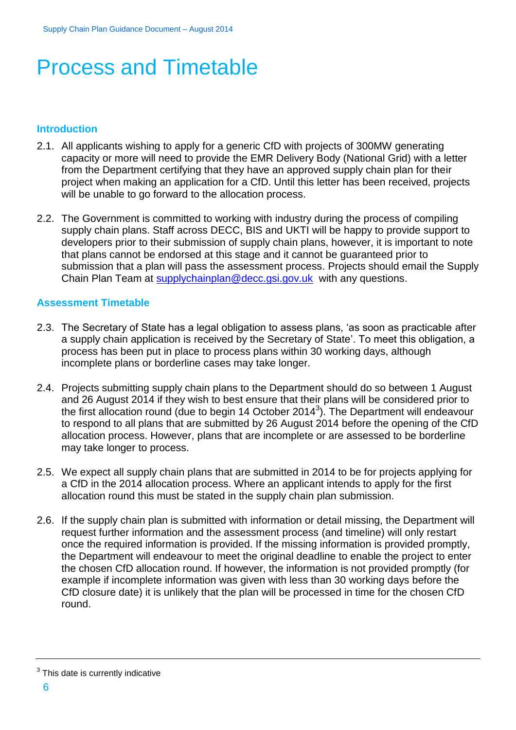# Process and Timetable

### Introduction

2.1. All applicants wishing to apply for a generic CfD with projects of 300MW generating capacity or more will need to provide the EMR Delivery Body (National Grid) with a letter from the Department certifying that they have an approved supply chain plan for their project when making an application for a CfD. Until this letter has been received, projects will be unable to go forward to the allocation process.

2.2. The Government is committed to working with industry during the process of compiling supply chain plans. Staff across DECC, BIS and UKTI will be happy to provide support to developers prior to their submission of supply chain plans, however, it is important to note that plans cannot be endorsed at this stage and it cannot be guaranteed prior to submission that a plan will pass the assessment process. Projects should email the Supply Chain Plan Team at supplychainplan@decc.gsi.gov.uk with any questions.

### Assessment Timetable

2.3. The Secretary of State has a legal obligation to assess plans, 'as soon as practicable after a supply chain application is received by the Secretary of State'. To meet this obligation, a process has been put in place to process plans within 30 working days, although incomplete plans or borderline cases may take longer.

2.4. Projects submitting supply chain plans to the Department should do so between 1 August and 26 August 2014 if they wish to best ensure that their plans will be considered prior to the first allocation round (due to begin 14 October 2014[3]). The Department will endeavour to respond to all plans that are submitted by 26 August 2014 before the opening of the CfD allocation process. However, plans that are incomplete or are assessed to be borderline may take longer to process.

2.5. We expect all supply chain plans that are submitted in 2014 to be for projects applying for a CfD in the 2014 allocation process. Where an applicant intends to apply for the first allocation round this must be stated in the supply chain plan submission.

2.6. If the supply chain plan is submitted with information or detail missing, the Department will request further information and the assessment process (and timeline) will only restart once the required information is provided. If the missing information is provided promptly, the Department will endeavour to meet the original deadline to enable the project to enter the chosen CfD allocation round. If however, the information is not provided promptly (for example if incomplete information was given with less than 30 working days before the CfD closure date) it is unlikely that the plan will be processed in time for the chosen CfD round.

---

[3] This date is currently indicative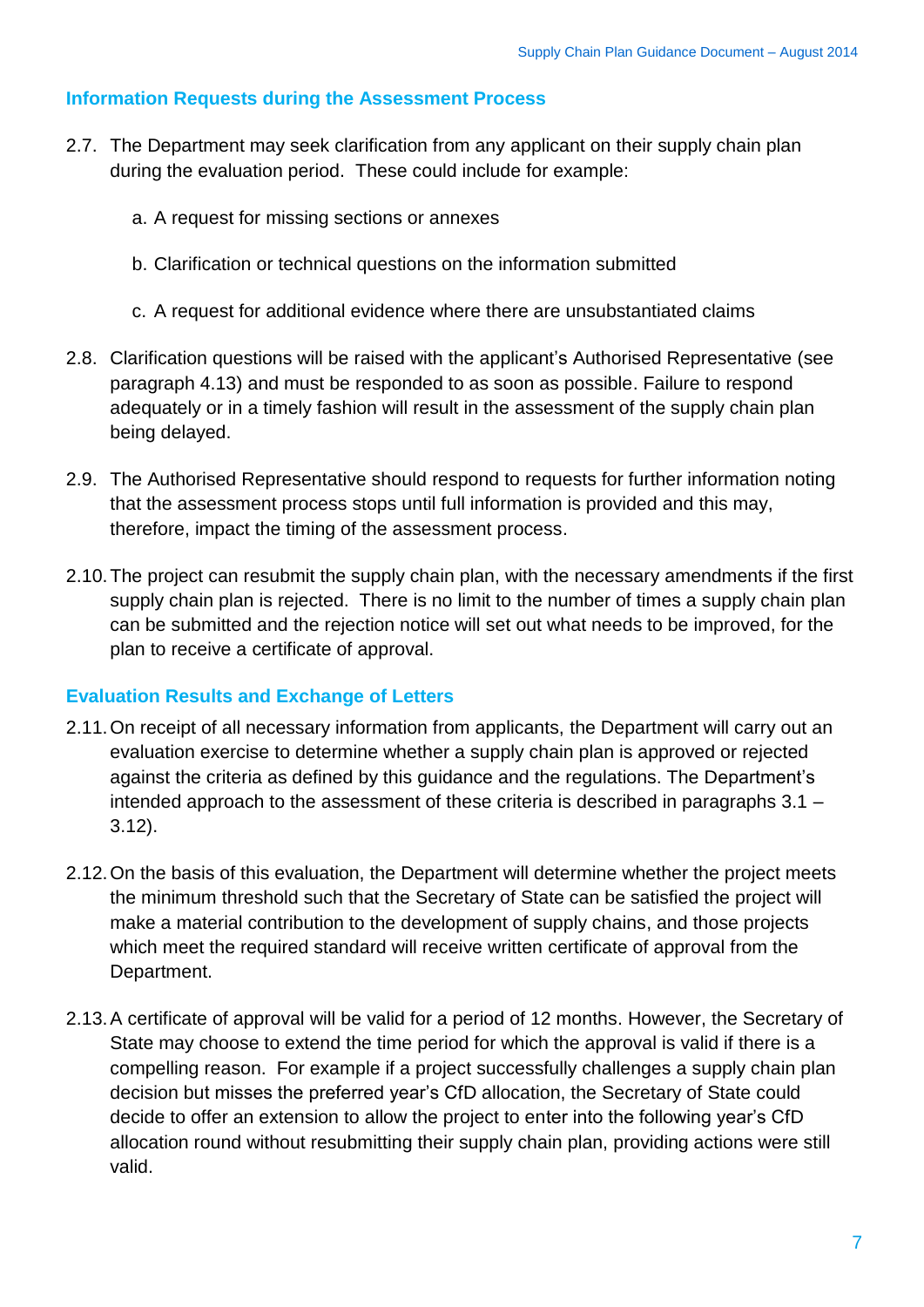### Information Requests during the Assessment Process

2.7. The Department may seek clarification from any applicant on their supply chain plan during the evaluation period. These could include for example:

   a. A request for missing sections or annexes

   b. Clarification or technical questions on the information submitted

   c. A request for additional evidence where there are unsubstantiated claims

2.8. Clarification questions will be raised with the applicant's Authorised Representative (see paragraph 4.13) and must be responded to as soon as possible. Failure to respond adequately or in a timely fashion will result in the assessment of the supply chain plan being delayed.

2.9. The Authorised Representative should respond to requests for further information noting that the assessment process stops until full information is provided and this may, therefore, impact the timing of the assessment process.

2.10. The project can resubmit the supply chain plan, with the necessary amendments if the first supply chain plan is rejected. There is no limit to the number of times a supply chain plan can be submitted and the rejection notice will set out what needs to be improved, for the plan to receive a certificate of approval.

### Evaluation Results and Exchange of Letters

2.11. On receipt of all necessary information from applicants, the Department will carry out an evaluation exercise to determine whether a supply chain plan is approved or rejected against the criteria as defined by this guidance and the regulations. The Department's intended approach to the assessment of these criteria is described in paragraphs 3.1 – 3.12).

2.12. On the basis of this evaluation, the Department will determine whether the project meets the minimum threshold such that the Secretary of State can be satisfied the project will make a material contribution to the development of supply chains, and those projects which meet the required standard will receive written certificate of approval from the Department.

2.13. A certificate of approval will be valid for a period of 12 months. However, the Secretary of State may choose to extend the time period for which the approval is valid if there is a compelling reason. For example if a project successfully challenges a supply chain plan decision but misses the preferred year's CfD allocation, the Secretary of State could decide to offer an extension to allow the project to enter into the following year's CfD allocation round without resubmitting their supply chain plan, providing actions were still valid.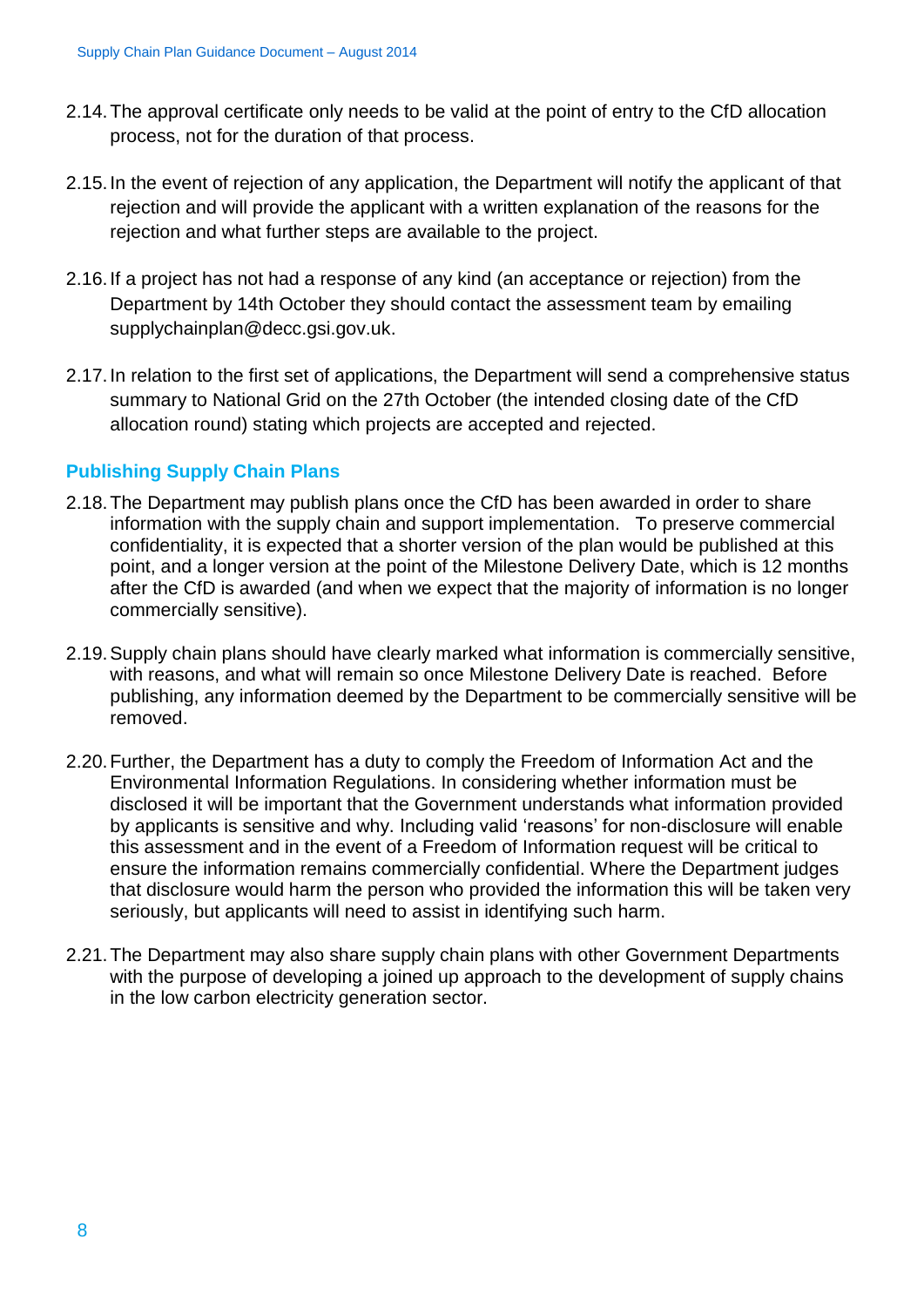2.14. The approval certificate only needs to be valid at the point of entry to the CfD allocation process, not for the duration of that process.

2.15. In the event of rejection of any application, the Department will notify the applicant of that rejection and will provide the applicant with a written explanation of the reasons for the rejection and what further steps are available to the project.

2.16. If a project has not had a response of any kind (an acceptance or rejection) from the Department by 14th October they should contact the assessment team by emailing supplychainplan@decc.gsi.gov.uk.

2.17. In relation to the first set of applications, the Department will send a comprehensive status summary to National Grid on the 27th October (the intended closing date of the CfD allocation round) stating which projects are accepted and rejected.

## Publishing Supply Chain Plans

2.18. The Department may publish plans once the CfD has been awarded in order to share information with the supply chain and support implementation. To preserve commercial confidentiality, it is expected that a shorter version of the plan would be published at this point, and a longer version at the point of the Milestone Delivery Date, which is 12 months after the CfD is awarded (and when we expect that the majority of information is no longer commercially sensitive).

2.19. Supply chain plans should have clearly marked what information is commercially sensitive, with reasons, and what will remain so once Milestone Delivery Date is reached. Before publishing, any information deemed by the Department to be commercially sensitive will be removed.

2.20. Further, the Department has a duty to comply the Freedom of Information Act and the Environmental Information Regulations. In considering whether information must be disclosed it will be important that the Government understands what information provided by applicants is sensitive and why. Including valid 'reasons' for non-disclosure will enable this assessment and in the event of a Freedom of Information request will be critical to ensure the information remains commercially confidential. Where the Department judges that disclosure would harm the person who provided the information this will be taken very seriously, but applicants will need to assist in identifying such harm.

2.21. The Department may also share supply chain plans with other Government Departments with the purpose of developing a joined up approach to the development of supply chains in the low carbon electricity generation sector.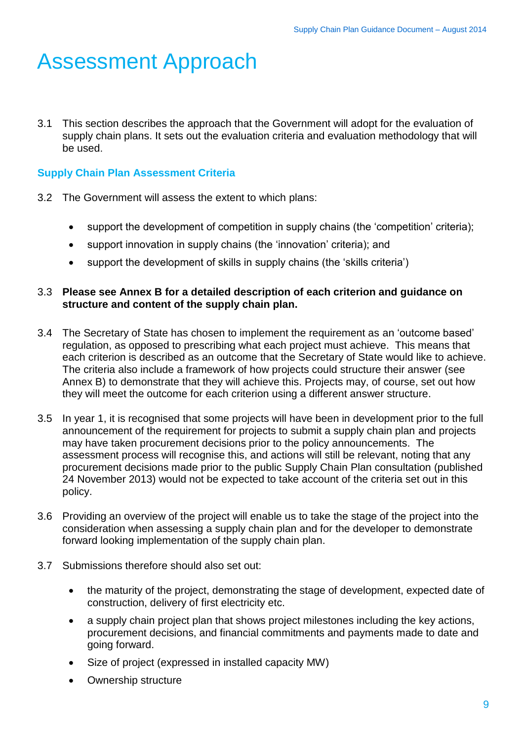# Assessment Approach

3.1 This section describes the approach that the Government will adopt for the evaluation of supply chain plans. It sets out the evaluation criteria and evaluation methodology that will be used.

## Supply Chain Plan Assessment Criteria

3.2 The Government will assess the extent to which plans:

- support the development of competition in supply chains (the 'competition' criteria);
- support innovation in supply chains (the 'innovation' criteria); and
- support the development of skills in supply chains (the 'skills criteria')

3.3 **Please see Annex B for a detailed description of each criterion and guidance on structure and content of the supply chain plan.**

3.4 The Secretary of State has chosen to implement the requirement as an 'outcome based' regulation, as opposed to prescribing what each project must achieve. This means that each criterion is described as an outcome that the Secretary of State would like to achieve. The criteria also include a framework of how projects could structure their answer (see Annex B) to demonstrate that they will achieve this. Projects may, of course, set out how they will meet the outcome for each criterion using a different answer structure.

3.5 In year 1, it is recognised that some projects will have been in development prior to the full announcement of the requirement for projects to submit a supply chain plan and projects may have taken procurement decisions prior to the policy announcements. The assessment process will recognise this, and actions will still be relevant, noting that any procurement decisions made prior to the public Supply Chain Plan consultation (published 24 November 2013) would not be expected to take account of the criteria set out in this policy.

3.6 Providing an overview of the project will enable us to take the stage of the project into the consideration when assessing a supply chain plan and for the developer to demonstrate forward looking implementation of the supply chain plan.

3.7 Submissions therefore should also set out:

- the maturity of the project, demonstrating the stage of development, expected date of construction, delivery of first electricity etc.
- a supply chain project plan that shows project milestones including the key actions, procurement decisions, and financial commitments and payments made to date and going forward.
- Size of project (expressed in installed capacity MW)
- Ownership structure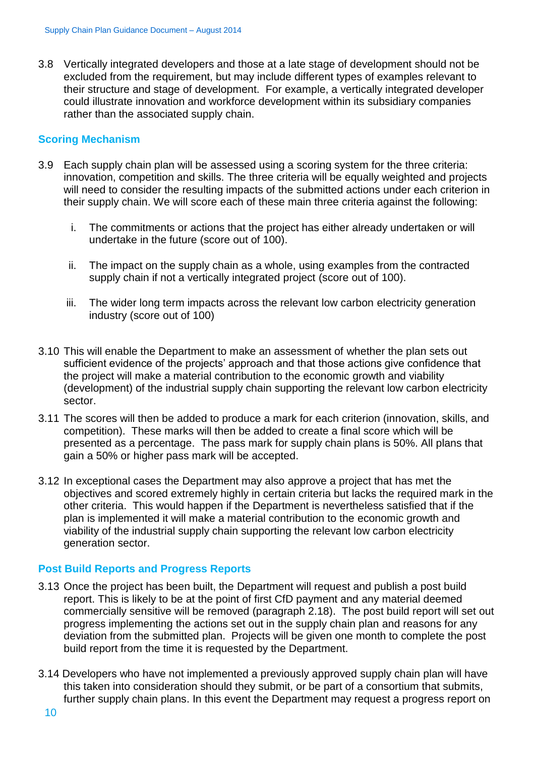3.8 Vertically integrated developers and those at a late stage of development should not be excluded from the requirement, but may include different types of examples relevant to their structure and stage of development. For example, a vertically integrated developer could illustrate innovation and workforce development within its subsidiary companies rather than the associated supply chain.

### Scoring Mechanism

3.9 Each supply chain plan will be assessed using a scoring system for the three criteria: innovation, competition and skills. The three criteria will be equally weighted and projects will need to consider the resulting impacts of the submitted actions under each criterion in their supply chain. We will score each of these main three criteria against the following:

i. The commitments or actions that the project has either already undertaken or will undertake in the future (score out of 100).

ii. The impact on the supply chain as a whole, using examples from the contracted supply chain if not a vertically integrated project (score out of 100).

iii. The wider long term impacts across the relevant low carbon electricity generation industry (score out of 100)

3.10 This will enable the Department to make an assessment of whether the plan sets out sufficient evidence of the projects' approach and that those actions give confidence that the project will make a material contribution to the economic growth and viability (development) of the industrial supply chain supporting the relevant low carbon electricity sector.

3.11 The scores will then be added to produce a mark for each criterion (innovation, skills, and competition). These marks will then be added to create a final score which will be presented as a percentage. The pass mark for supply chain plans is 50%. All plans that gain a 50% or higher pass mark will be accepted.

3.12 In exceptional cases the Department may also approve a project that has met the objectives and scored extremely highly in certain criteria but lacks the required mark in the other criteria. This would happen if the Department is nevertheless satisfied that if the plan is implemented it will make a material contribution to the economic growth and viability of the industrial supply chain supporting the relevant low carbon electricity generation sector.

### Post Build Reports and Progress Reports

3.13 Once the project has been built, the Department will request and publish a post build report. This is likely to be at the point of first CfD payment and any material deemed commercially sensitive will be removed (paragraph 2.18). The post build report will set out progress implementing the actions set out in the supply chain plan and reasons for any deviation from the submitted plan. Projects will be given one month to complete the post build report from the time it is requested by the Department.

3.14 Developers who have not implemented a previously approved supply chain plan will have this taken into consideration should they submit, or be part of a consortium that submits, further supply chain plans. In this event the Department may request a progress report on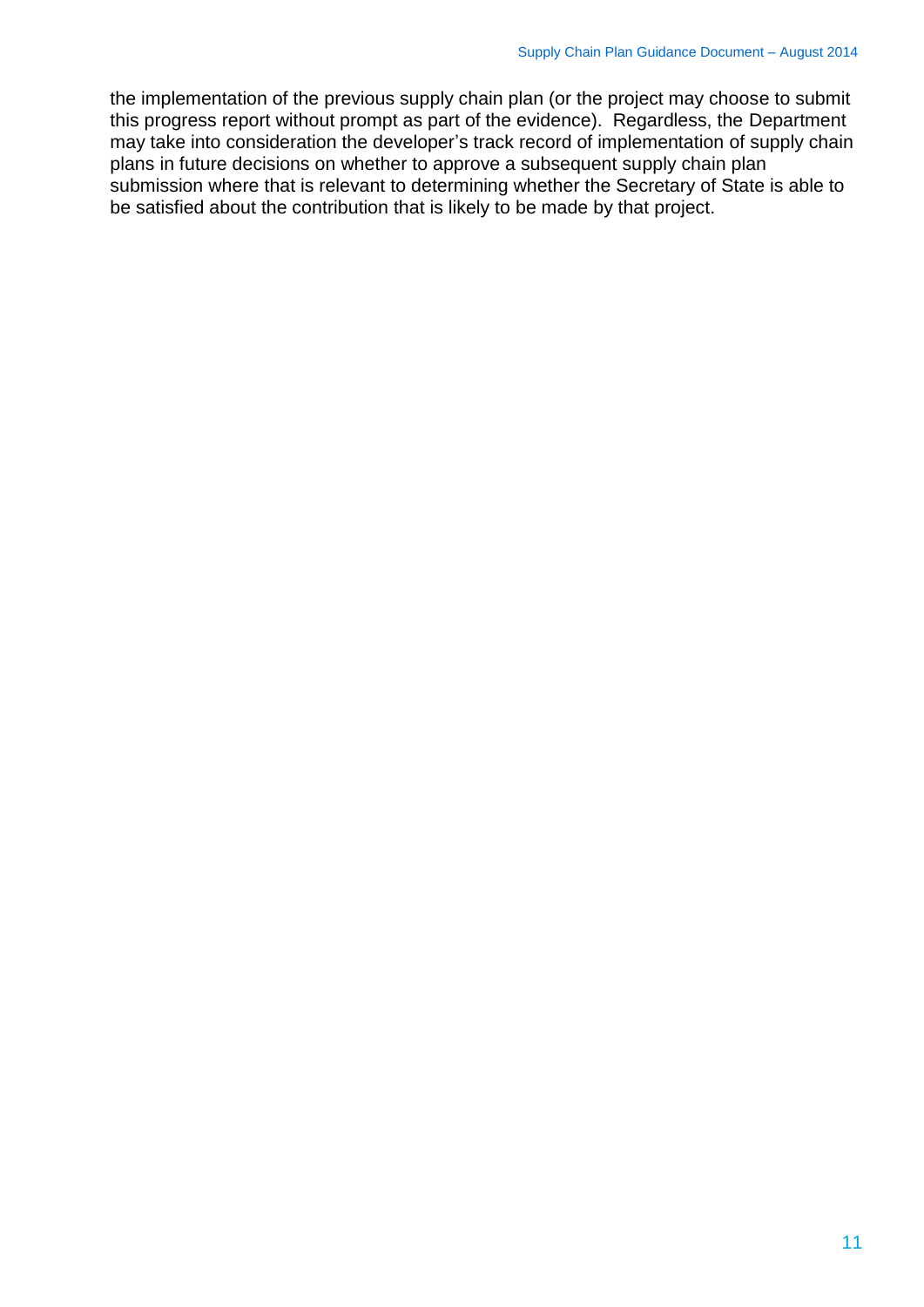the implementation of the previous supply chain plan (or the project may choose to submit this progress report without prompt as part of the evidence). Regardless, the Department may take into consideration the developer's track record of implementation of supply chain plans in future decisions on whether to approve a subsequent supply chain plan submission where that is relevant to determining whether the Secretary of State is able to be satisfied about the contribution that is likely to be made by that project.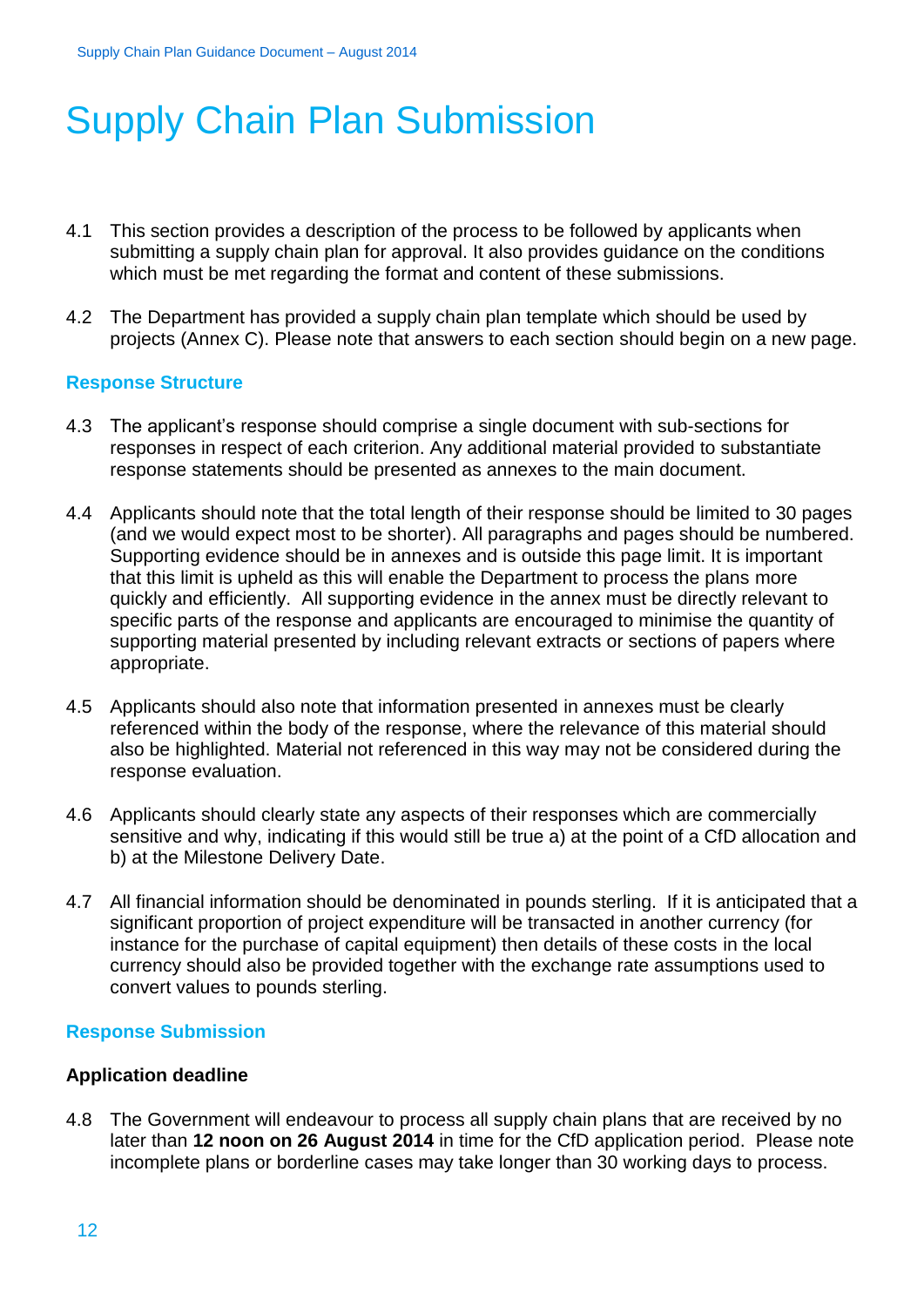# Supply Chain Plan Submission

4.1 This section provides a description of the process to be followed by applicants when submitting a supply chain plan for approval. It also provides guidance on the conditions which must be met regarding the format and content of these submissions.

4.2 The Department has provided a supply chain plan template which should be used by projects (Annex C). Please note that answers to each section should begin on a new page.

## Response Structure

4.3 The applicant's response should comprise a single document with sub-sections for responses in respect of each criterion. Any additional material provided to substantiate response statements should be presented as annexes to the main document.

4.4 Applicants should note that the total length of their response should be limited to 30 pages (and we would expect most to be shorter). All paragraphs and pages should be numbered. Supporting evidence should be in annexes and is outside this page limit. It is important that this limit is upheld as this will enable the Department to process the plans more quickly and efficiently. All supporting evidence in the annex must be directly relevant to specific parts of the response and applicants are encouraged to minimise the quantity of supporting material presented by including relevant extracts or sections of papers where appropriate.

4.5 Applicants should also note that information presented in annexes must be clearly referenced within the body of the response, where the relevance of this material should also be highlighted. Material not referenced in this way may not be considered during the response evaluation.

4.6 Applicants should clearly state any aspects of their responses which are commercially sensitive and why, indicating if this would still be true a) at the point of a CfD allocation and b) at the Milestone Delivery Date.

4.7 All financial information should be denominated in pounds sterling. If it is anticipated that a significant proportion of project expenditure will be transacted in another currency (for instance for the purchase of capital equipment) then details of these costs in the local currency should also be provided together with the exchange rate assumptions used to convert values to pounds sterling.

## Response Submission

### Application deadline

4.8 The Government will endeavour to process all supply chain plans that are received by no later than **12 noon on 26 August 2014** in time for the CfD application period. Please note incomplete plans or borderline cases may take longer than 30 working days to process.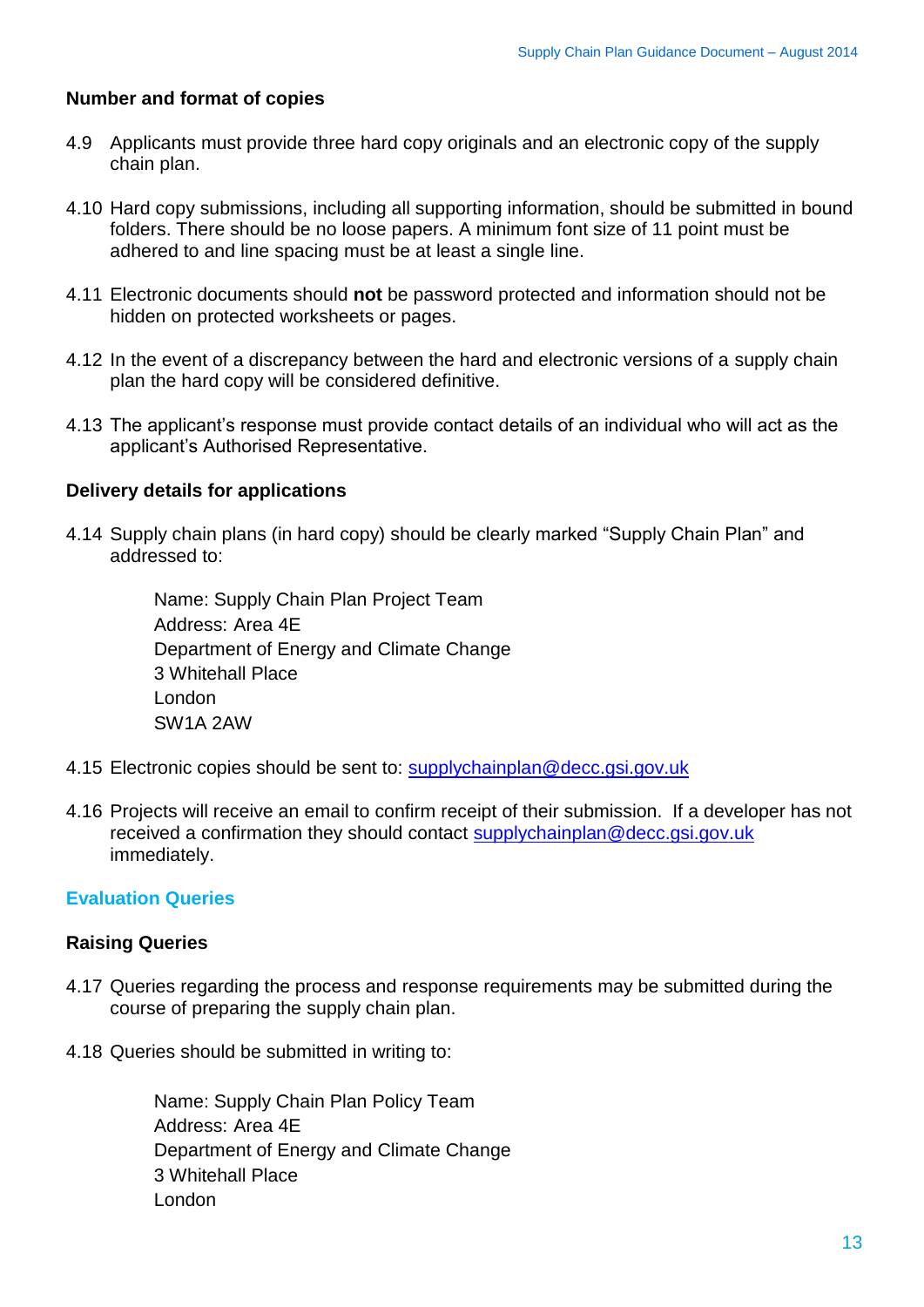**Number and format of copies**

4.9 Applicants must provide three hard copy originals and an electronic copy of the supply chain plan.

4.10 Hard copy submissions, including all supporting information, should be submitted in bound folders. There should be no loose papers. A minimum font size of 11 point must be adhered to and line spacing must be at least a single line.

4.11 Electronic documents should **not** be password protected and information should not be hidden on protected worksheets or pages.

4.12 In the event of a discrepancy between the hard and electronic versions of a supply chain plan the hard copy will be considered definitive.

4.13 The applicant's response must provide contact details of an individual who will act as the applicant's Authorised Representative.

**Delivery details for applications**

4.14 Supply chain plans (in hard copy) should be clearly marked "Supply Chain Plan" and addressed to:

> Name: Supply Chain Plan Project Team
> Address: Area 4E
> Department of Energy and Climate Change
> 3 Whitehall Place
> London
> SW1A 2AW

4.15 Electronic copies should be sent to: supplychainplan@decc.gsi.gov.uk

4.16 Projects will receive an email to confirm receipt of their submission. If a developer has not received a confirmation they should contact supplychainplan@decc.gsi.gov.uk immediately.

## Evaluation Queries

**Raising Queries**

4.17 Queries regarding the process and response requirements may be submitted during the course of preparing the supply chain plan.

4.18 Queries should be submitted in writing to:

> Name: Supply Chain Plan Policy Team
> Address: Area 4E
> Department of Energy and Climate Change
> 3 Whitehall Place
> London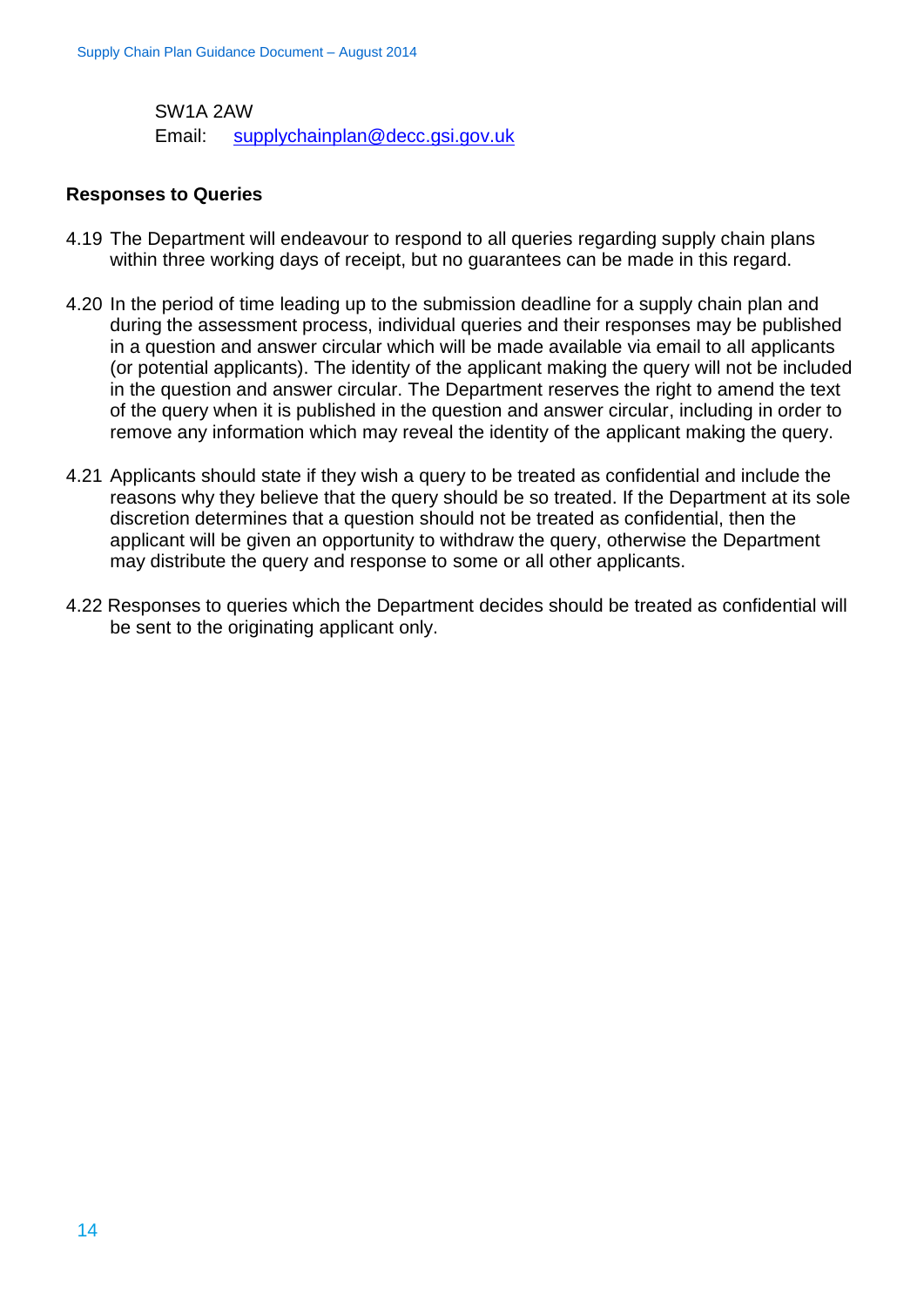SW1A 2AW
Email: supplychainplan@decc.gsi.gov.uk

**Responses to Queries**

4.19 The Department will endeavour to respond to all queries regarding supply chain plans within three working days of receipt, but no guarantees can be made in this regard.

4.20 In the period of time leading up to the submission deadline for a supply chain plan and during the assessment process, individual queries and their responses may be published in a question and answer circular which will be made available via email to all applicants (or potential applicants). The identity of the applicant making the query will not be included in the question and answer circular. The Department reserves the right to amend the text of the query when it is published in the question and answer circular, including in order to remove any information which may reveal the identity of the applicant making the query.

4.21 Applicants should state if they wish a query to be treated as confidential and include the reasons why they believe that the query should be so treated. If the Department at its sole discretion determines that a question should not be treated as confidential, then the applicant will be given an opportunity to withdraw the query, otherwise the Department may distribute the query and response to some or all other applicants.

4.22 Responses to queries which the Department decides should be treated as confidential will be sent to the originating applicant only.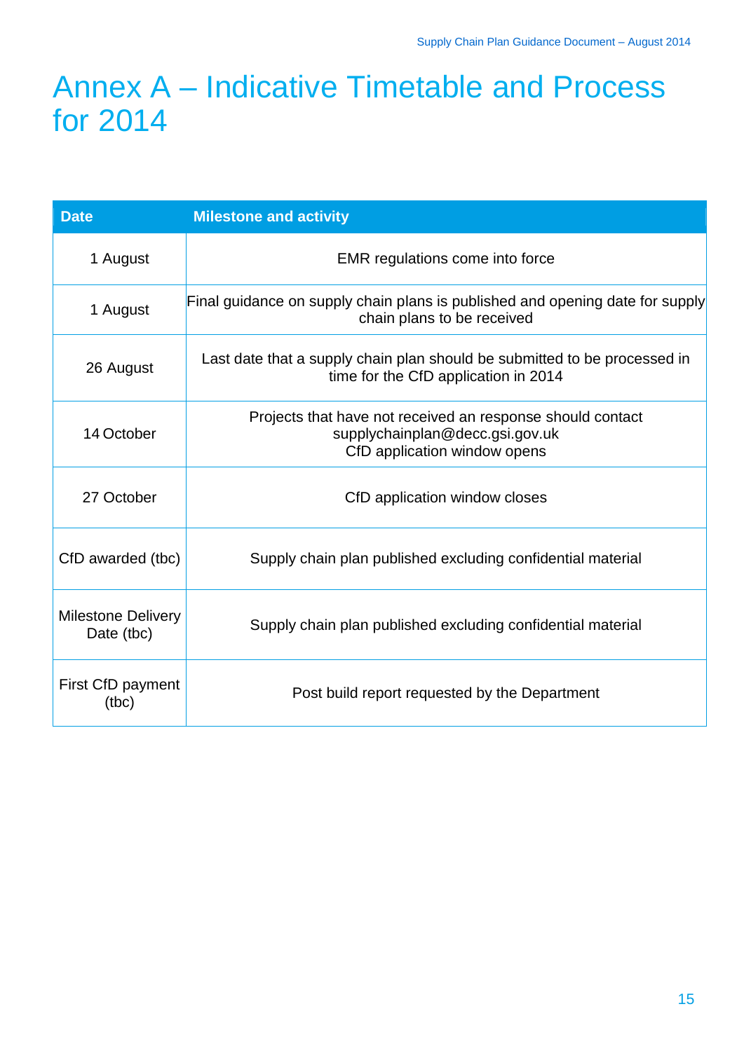# Annex A – Indicative Timetable and Process for 2014

| Date | Milestone and activity |
|---|---|
| 1 August | EMR regulations come into force |
| 1 August | Final guidance on supply chain plans is published and opening date for supply chain plans to be received |
| 26 August | Last date that a supply chain plan should be submitted to be processed in time for the CfD application in 2014 |
| 14 October | Projects that have not received an response should contact supplychainplan@decc.gsi.gov.uk<br>CfD application window opens |
| 27 October | CfD application window closes |
| CfD awarded (tbc) | Supply chain plan published excluding confidential material |
| Milestone Delivery Date (tbc) | Supply chain plan published excluding confidential material |
| First CfD payment (tbc) | Post build report requested by the Department |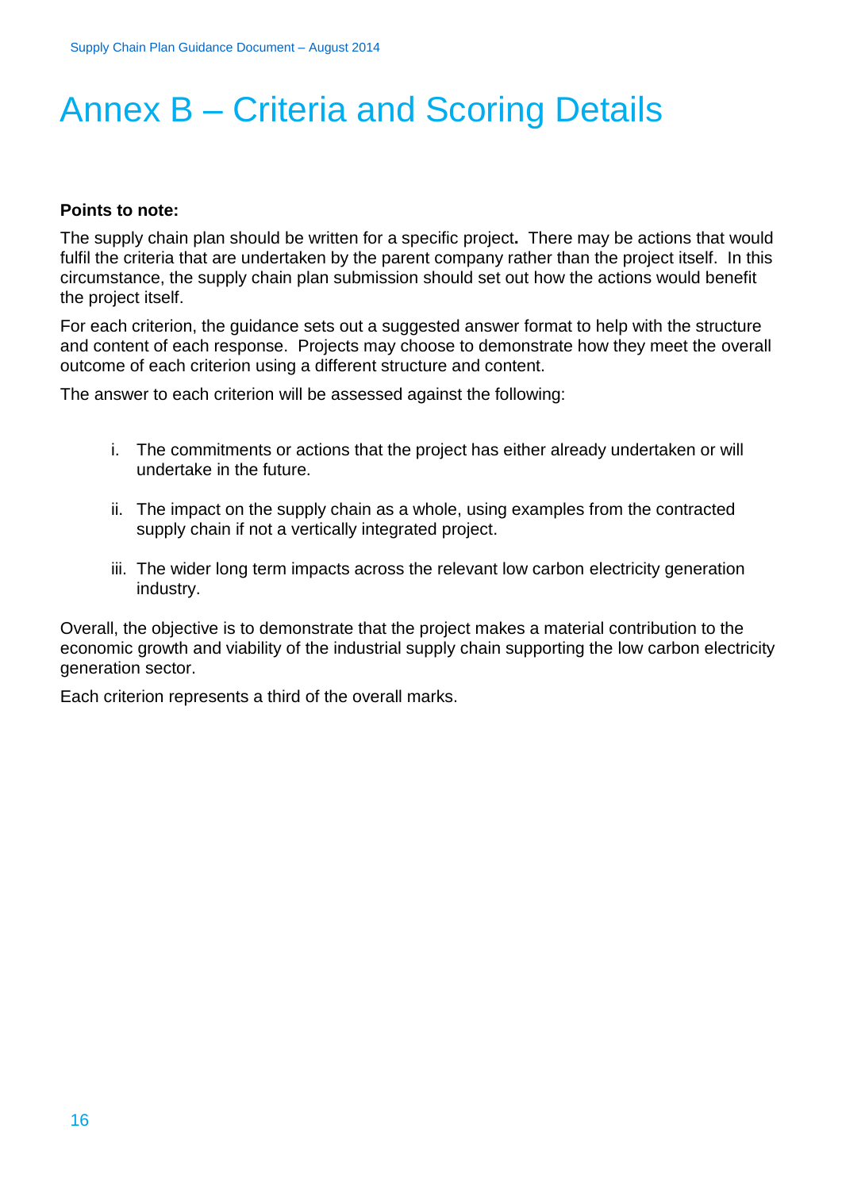# Annex B – Criteria and Scoring Details

**Points to note:**

The supply chain plan should be written for a specific project**.** There may be actions that would fulfil the criteria that are undertaken by the parent company rather than the project itself. In this circumstance, the supply chain plan submission should set out how the actions would benefit the project itself.

For each criterion, the guidance sets out a suggested answer format to help with the structure and content of each response. Projects may choose to demonstrate how they meet the overall outcome of each criterion using a different structure and content.

The answer to each criterion will be assessed against the following:

i. The commitments or actions that the project has either already undertaken or will undertake in the future.

ii. The impact on the supply chain as a whole, using examples from the contracted supply chain if not a vertically integrated project.

iii. The wider long term impacts across the relevant low carbon electricity generation industry.

Overall, the objective is to demonstrate that the project makes a material contribution to the economic growth and viability of the industrial supply chain supporting the low carbon electricity generation sector.

Each criterion represents a third of the overall marks.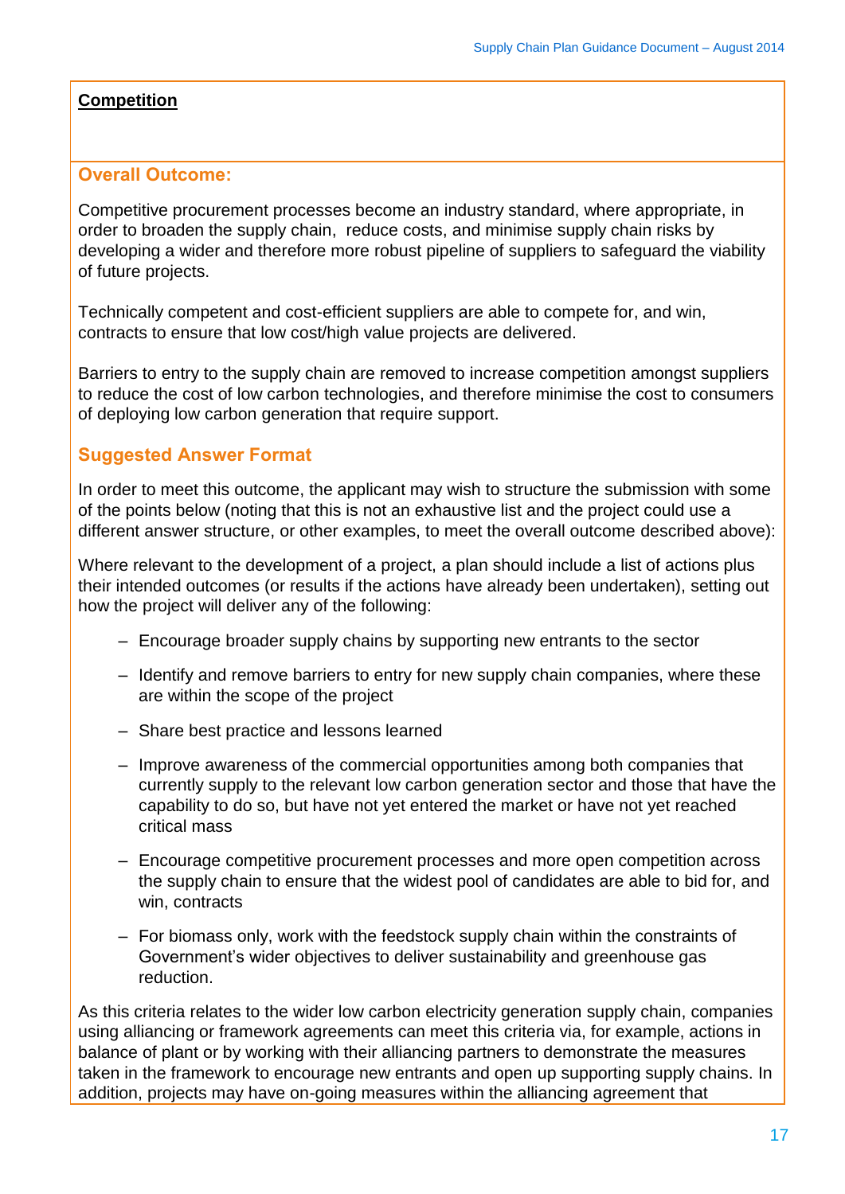**Competition**

## Overall Outcome:

Competitive procurement processes become an industry standard, where appropriate, in order to broaden the supply chain, reduce costs, and minimise supply chain risks by developing a wider and therefore more robust pipeline of suppliers to safeguard the viability of future projects.

Technically competent and cost-efficient suppliers are able to compete for, and win, contracts to ensure that low cost/high value projects are delivered.

Barriers to entry to the supply chain are removed to increase competition amongst suppliers to reduce the cost of low carbon technologies, and therefore minimise the cost to consumers of deploying low carbon generation that require support.

## Suggested Answer Format

In order to meet this outcome, the applicant may wish to structure the submission with some of the points below (noting that this is not an exhaustive list and the project could use a different answer structure, or other examples, to meet the overall outcome described above):

Where relevant to the development of a project, a plan should include a list of actions plus their intended outcomes (or results if the actions have already been undertaken), setting out how the project will deliver any of the following:

- Encourage broader supply chains by supporting new entrants to the sector
- Identify and remove barriers to entry for new supply chain companies, where these are within the scope of the project
- Share best practice and lessons learned
- Improve awareness of the commercial opportunities among both companies that currently supply to the relevant low carbon generation sector and those that have the capability to do so, but have not yet entered the market or have not yet reached critical mass
- Encourage competitive procurement processes and more open competition across the supply chain to ensure that the widest pool of candidates are able to bid for, and win, contracts
- For biomass only, work with the feedstock supply chain within the constraints of Government's wider objectives to deliver sustainability and greenhouse gas reduction.

As this criteria relates to the wider low carbon electricity generation supply chain, companies using alliancing or framework agreements can meet this criteria via, for example, actions in balance of plant or by working with their alliancing partners to demonstrate the measures taken in the framework to encourage new entrants and open up supporting supply chains. In addition, projects may have on-going measures within the alliancing agreement that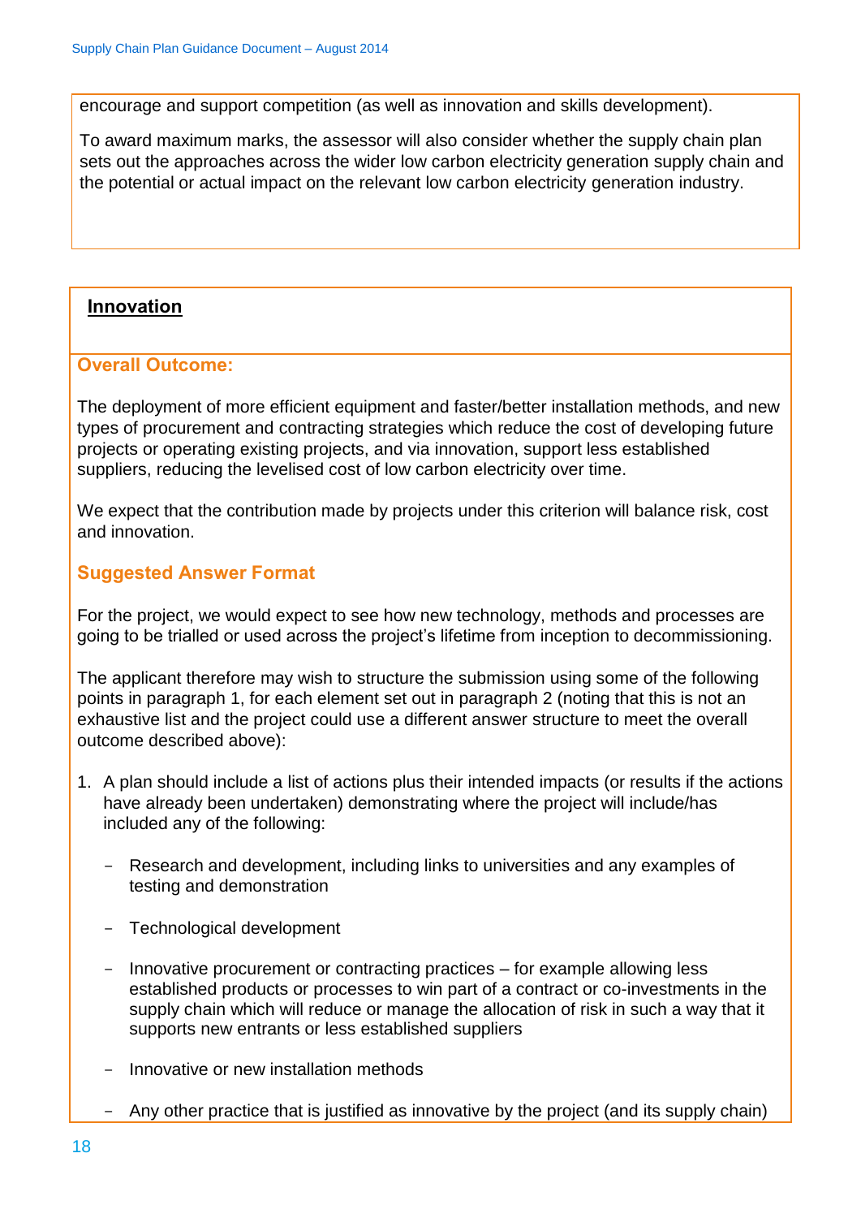encourage and support competition (as well as innovation and skills development).

To award maximum marks, the assessor will also consider whether the supply chain plan sets out the approaches across the wider low carbon electricity generation supply chain and the potential or actual impact on the relevant low carbon electricity generation industry.

## Innovation

### Overall Outcome:

The deployment of more efficient equipment and faster/better installation methods, and new types of procurement and contracting strategies which reduce the cost of developing future projects or operating existing projects, and via innovation, support less established suppliers, reducing the levelised cost of low carbon electricity over time.

We expect that the contribution made by projects under this criterion will balance risk, cost and innovation.

### Suggested Answer Format

For the project, we would expect to see how new technology, methods and processes are going to be trialled or used across the project's lifetime from inception to decommissioning.

The applicant therefore may wish to structure the submission using some of the following points in paragraph 1, for each element set out in paragraph 2 (noting that this is not an exhaustive list and the project could use a different answer structure to meet the overall outcome described above):

1. A plan should include a list of actions plus their intended impacts (or results if the actions have already been undertaken) demonstrating where the project will include/has included any of the following:

   - Research and development, including links to universities and any examples of testing and demonstration
   - Technological development
   - Innovative procurement or contracting practices – for example allowing less established products or processes to win part of a contract or co-investments in the supply chain which will reduce or manage the allocation of risk in such a way that it supports new entrants or less established suppliers
   - Innovative or new installation methods
   - Any other practice that is justified as innovative by the project (and its supply chain)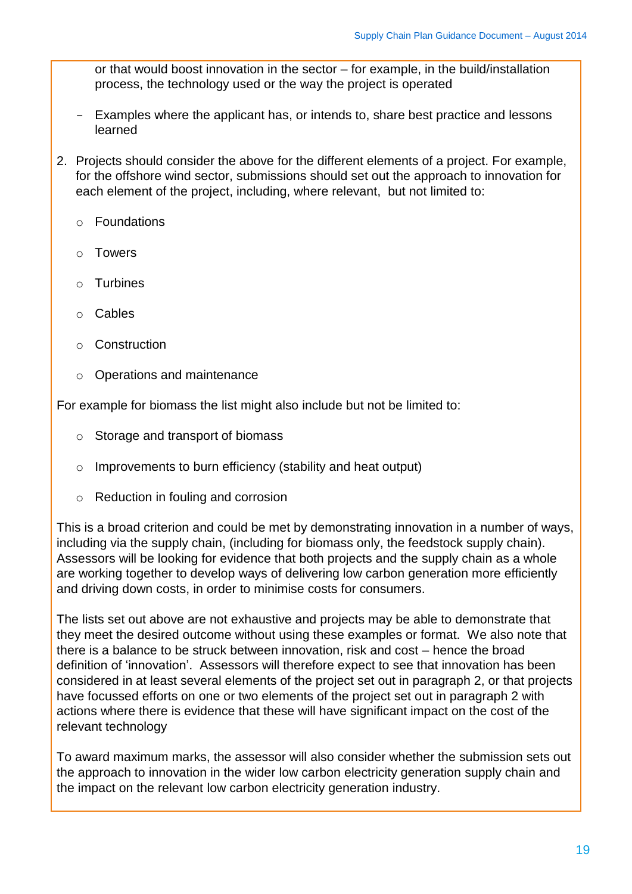or that would boost innovation in the sector – for example, in the build/installation process, the technology used or the way the project is operated

- Examples where the applicant has, or intends to, share best practice and lessons learned

2. Projects should consider the above for the different elements of a project. For example, for the offshore wind sector, submissions should set out the approach to innovation for each element of the project, including, where relevant, but not limited to:

   - Foundations
   - Towers
   - Turbines
   - Cables
   - Construction
   - Operations and maintenance

For example for biomass the list might also include but not be limited to:

   - Storage and transport of biomass
   - Improvements to burn efficiency (stability and heat output)
   - Reduction in fouling and corrosion

This is a broad criterion and could be met by demonstrating innovation in a number of ways, including via the supply chain, (including for biomass only, the feedstock supply chain). Assessors will be looking for evidence that both projects and the supply chain as a whole are working together to develop ways of delivering low carbon generation more efficiently and driving down costs, in order to minimise costs for consumers.

The lists set out above are not exhaustive and projects may be able to demonstrate that they meet the desired outcome without using these examples or format. We also note that there is a balance to be struck between innovation, risk and cost – hence the broad definition of 'innovation'. Assessors will therefore expect to see that innovation has been considered in at least several elements of the project set out in paragraph 2, or that projects have focussed efforts on one or two elements of the project set out in paragraph 2 with actions where there is evidence that these will have significant impact on the cost of the relevant technology

To award maximum marks, the assessor will also consider whether the submission sets out the approach to innovation in the wider low carbon electricity generation supply chain and the impact on the relevant low carbon electricity generation industry.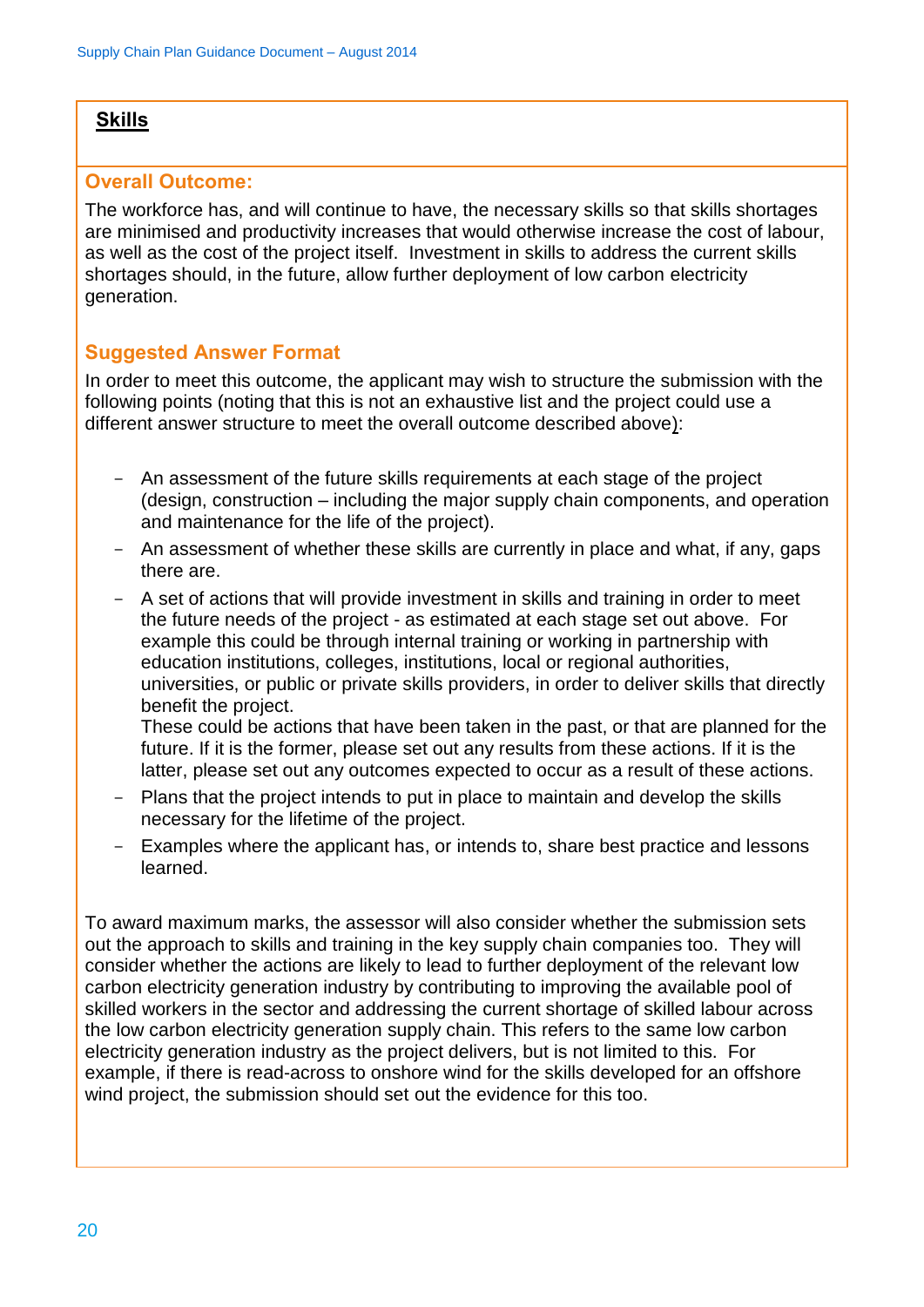## Skills

### Overall Outcome:

The workforce has, and will continue to have, the necessary skills so that skills shortages are minimised and productivity increases that would otherwise increase the cost of labour, as well as the cost of the project itself. Investment in skills to address the current skills shortages should, in the future, allow further deployment of low carbon electricity generation.

### Suggested Answer Format

In order to meet this outcome, the applicant may wish to structure the submission with the following points (noting that this is not an exhaustive list and the project could use a different answer structure to meet the overall outcome described above):

- An assessment of the future skills requirements at each stage of the project (design, construction – including the major supply chain components, and operation and maintenance for the life of the project).
- An assessment of whether these skills are currently in place and what, if any, gaps there are.
- A set of actions that will provide investment in skills and training in order to meet the future needs of the project - as estimated at each stage set out above. For example this could be through internal training or working in partnership with education institutions, colleges, institutions, local or regional authorities, universities, or public or private skills providers, in order to deliver skills that directly benefit the project.
  These could be actions that have been taken in the past, or that are planned for the future. If it is the former, please set out any results from these actions. If it is the latter, please set out any outcomes expected to occur as a result of these actions.
- Plans that the project intends to put in place to maintain and develop the skills necessary for the lifetime of the project.
- Examples where the applicant has, or intends to, share best practice and lessons learned.

To award maximum marks, the assessor will also consider whether the submission sets out the approach to skills and training in the key supply chain companies too. They will consider whether the actions are likely to lead to further deployment of the relevant low carbon electricity generation industry by contributing to improving the available pool of skilled workers in the sector and addressing the current shortage of skilled labour across the low carbon electricity generation supply chain. This refers to the same low carbon electricity generation industry as the project delivers, but is not limited to this. For example, if there is read-across to onshore wind for the skills developed for an offshore wind project, the submission should set out the evidence for this too.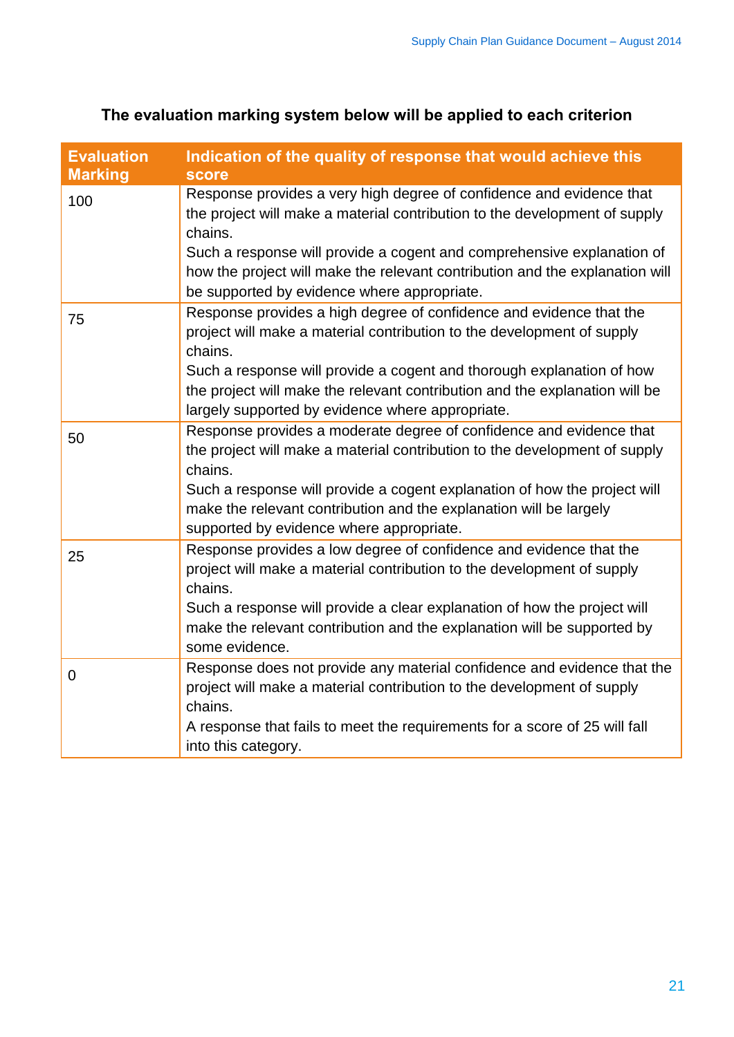**The evaluation marking system below will be applied to each criterion**

| Evaluation Marking | Indication of the quality of response that would achieve this score |
|---|---|
| 100 | Response provides a very high degree of confidence and evidence that the project will make a material contribution to the development of supply chains.<br>Such a response will provide a cogent and comprehensive explanation of how the project will make the relevant contribution and the explanation will be supported by evidence where appropriate. |
| 75 | Response provides a high degree of confidence and evidence that the project will make a material contribution to the development of supply chains.<br>Such a response will provide a cogent and thorough explanation of how the project will make the relevant contribution and the explanation will be largely supported by evidence where appropriate. |
| 50 | Response provides a moderate degree of confidence and evidence that the project will make a material contribution to the development of supply chains.<br>Such a response will provide a cogent explanation of how the project will make the relevant contribution and the explanation will be largely supported by evidence where appropriate. |
| 25 | Response provides a low degree of confidence and evidence that the project will make a material contribution to the development of supply chains.<br>Such a response will provide a clear explanation of how the project will make the relevant contribution and the explanation will be supported by some evidence. |
| 0 | Response does not provide any material confidence and evidence that the project will make a material contribution to the development of supply chains.<br>A response that fails to meet the requirements for a score of 25 will fall into this category. |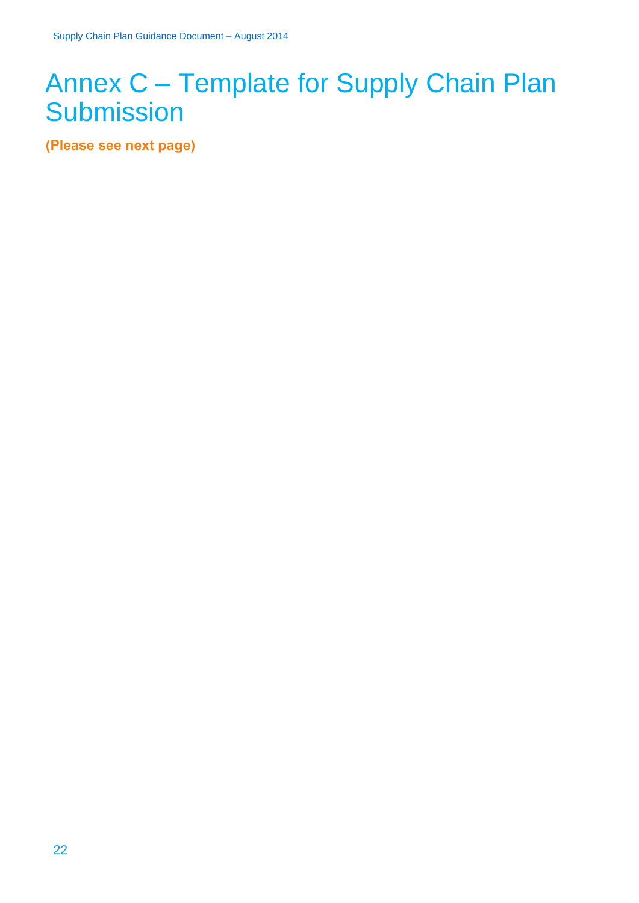# Annex C – Template for Supply Chain Plan Submission

**(Please see next page)**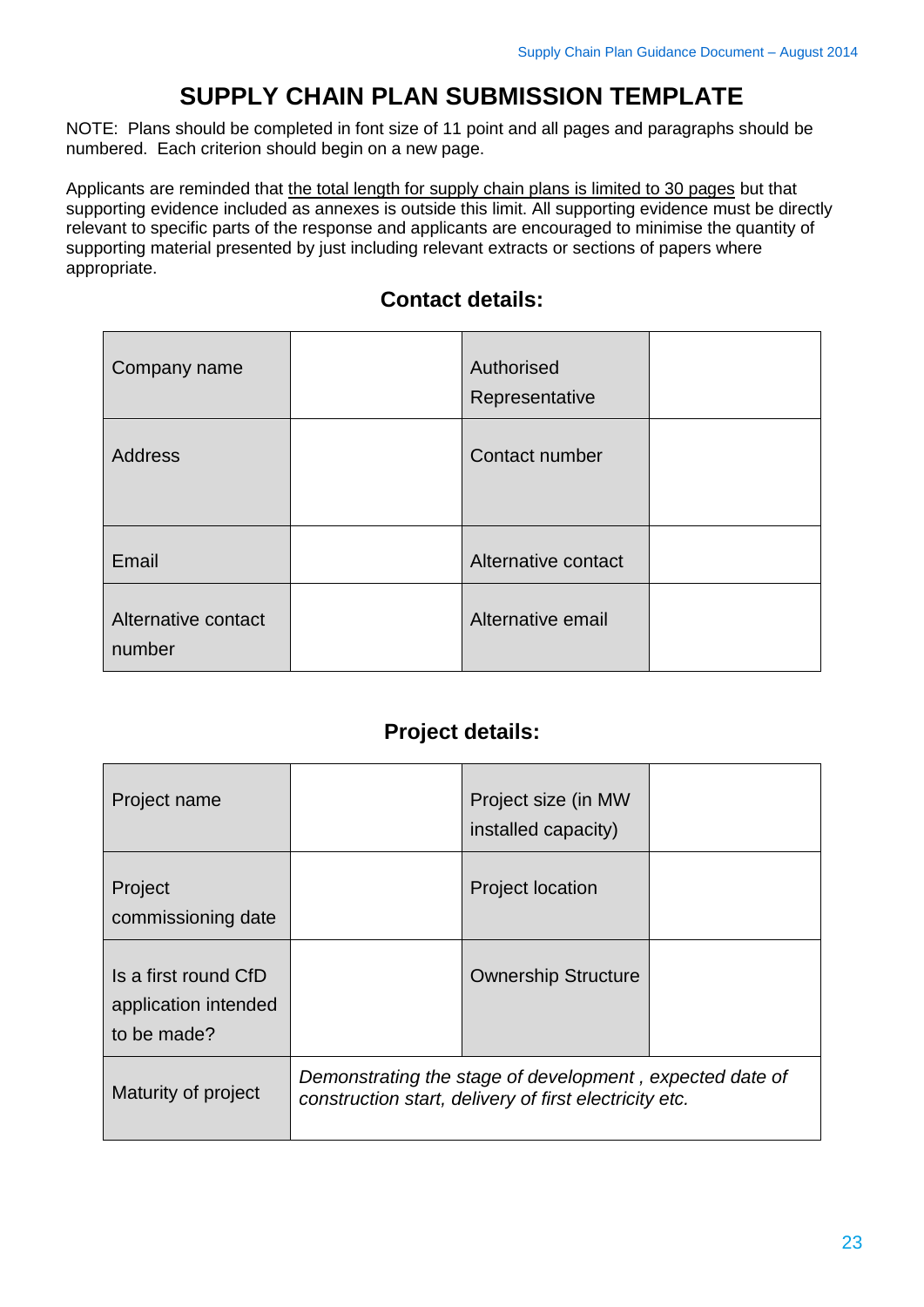# SUPPLY CHAIN PLAN SUBMISSION TEMPLATE

NOTE: Plans should be completed in font size of 11 point and all pages and paragraphs should be numbered. Each criterion should begin on a new page.

Applicants are reminded that the total length for supply chain plans is limited to 30 pages but that supporting evidence included as annexes is outside this limit. All supporting evidence must be directly relevant to specific parts of the response and applicants are encouraged to minimise the quantity of supporting material presented by just including relevant extracts or sections of papers where appropriate.

## Contact details:

| Company name | | Authorised Representative | |
|---|---|---|---|
| Address | | Contact number | |
| Email | | Alternative contact | |
| Alternative contact number | | Alternative email | |

## Project details:

| Project name | | Project size (in MW installed capacity) | |
|---|---|---|---|
| Project commissioning date | | Project location | |
| Is a first round CfD application intended to be made? | | Ownership Structure | |
| Maturity of project | *Demonstrating the stage of development , expected date of construction start, delivery of first electricity etc.* | | |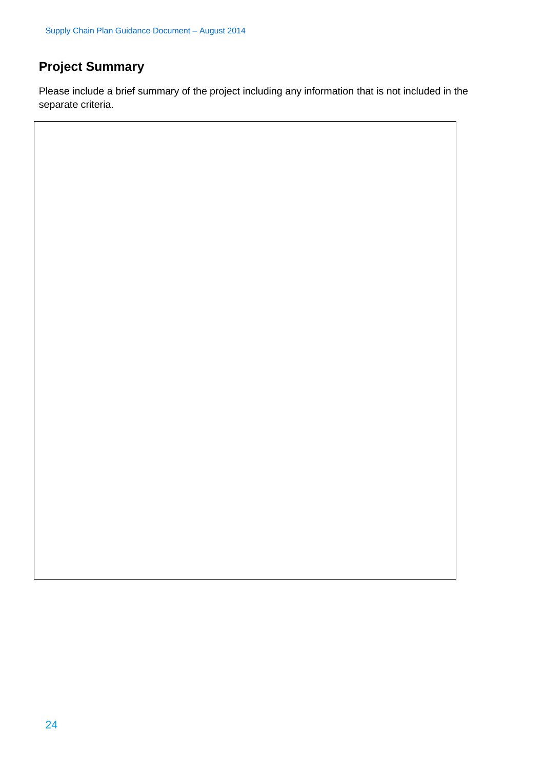## Project Summary

Please include a brief summary of the project including any information that is not included in the separate criteria.

| |
|---|
| |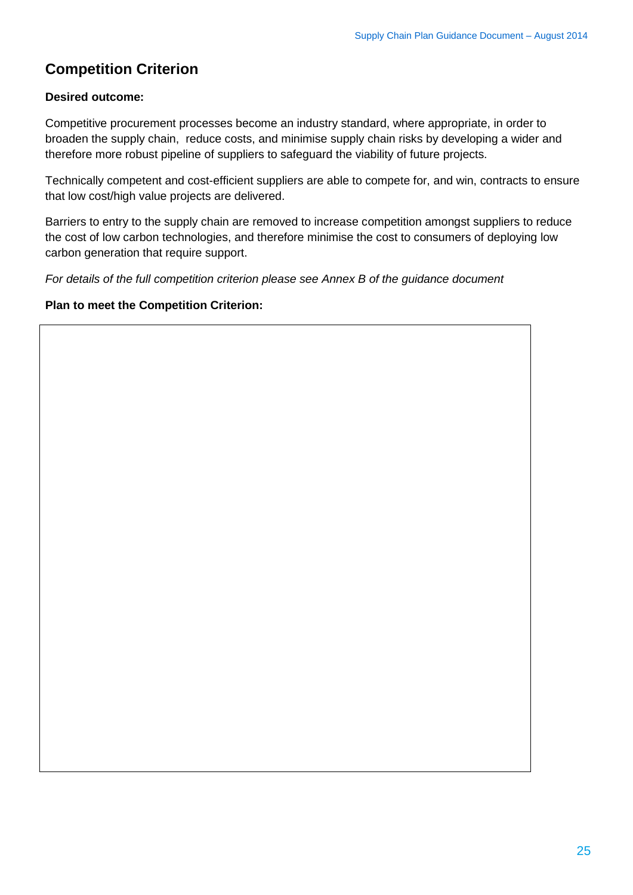## Competition Criterion

**Desired outcome:**

Competitive procurement processes become an industry standard, where appropriate, in order to broaden the supply chain, reduce costs, and minimise supply chain risks by developing a wider and therefore more robust pipeline of suppliers to safeguard the viability of future projects.

Technically competent and cost-efficient suppliers are able to compete for, and win, contracts to ensure that low cost/high value projects are delivered.

Barriers to entry to the supply chain are removed to increase competition amongst suppliers to reduce the cost of low carbon technologies, and therefore minimise the cost to consumers of deploying low carbon generation that require support.

*For details of the full competition criterion please see Annex B of the guidance document*

**Plan to meet the Competition Criterion:**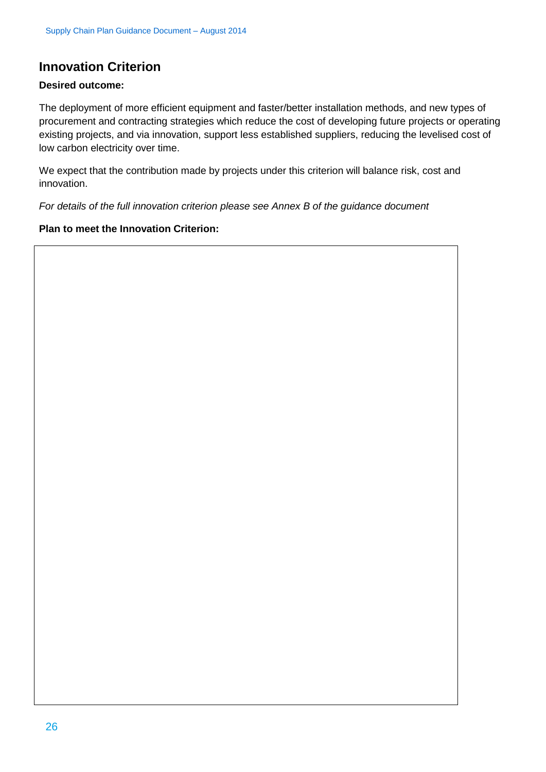## Innovation Criterion

**Desired outcome:**

The deployment of more efficient equipment and faster/better installation methods, and new types of procurement and contracting strategies which reduce the cost of developing future projects or operating existing projects, and via innovation, support less established suppliers, reducing the levelised cost of low carbon electricity over time.

We expect that the contribution made by projects under this criterion will balance risk, cost and innovation.

*For details of the full innovation criterion please see Annex B of the guidance document*

**Plan to meet the Innovation Criterion:**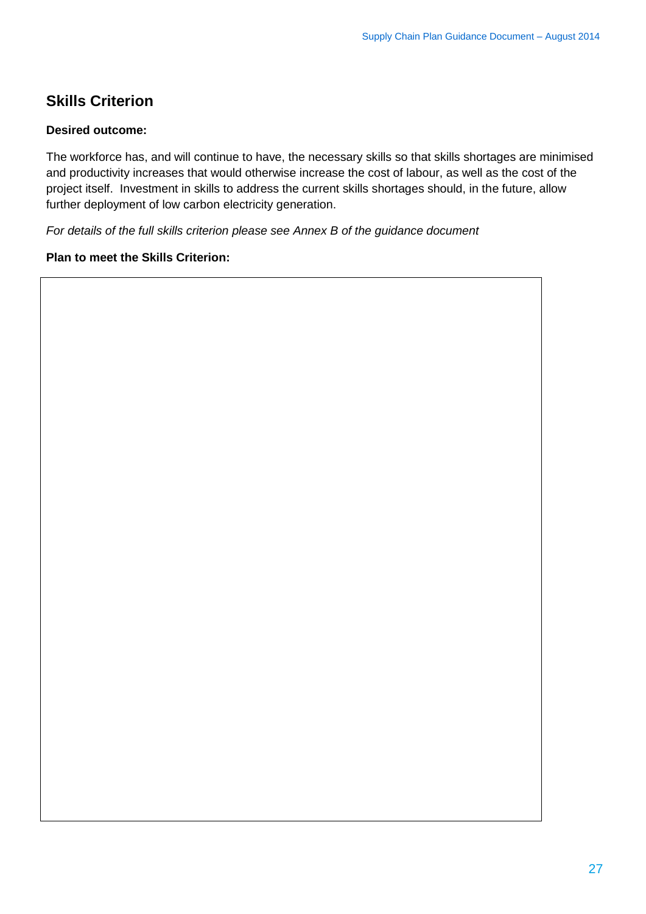## Skills Criterion

**Desired outcome:**

The workforce has, and will continue to have, the necessary skills so that skills shortages are minimised and productivity increases that would otherwise increase the cost of labour, as well as the cost of the project itself. Investment in skills to address the current skills shortages should, in the future, allow further deployment of low carbon electricity generation.

*For details of the full skills criterion please see Annex B of the guidance document*

**Plan to meet the Skills Criterion:**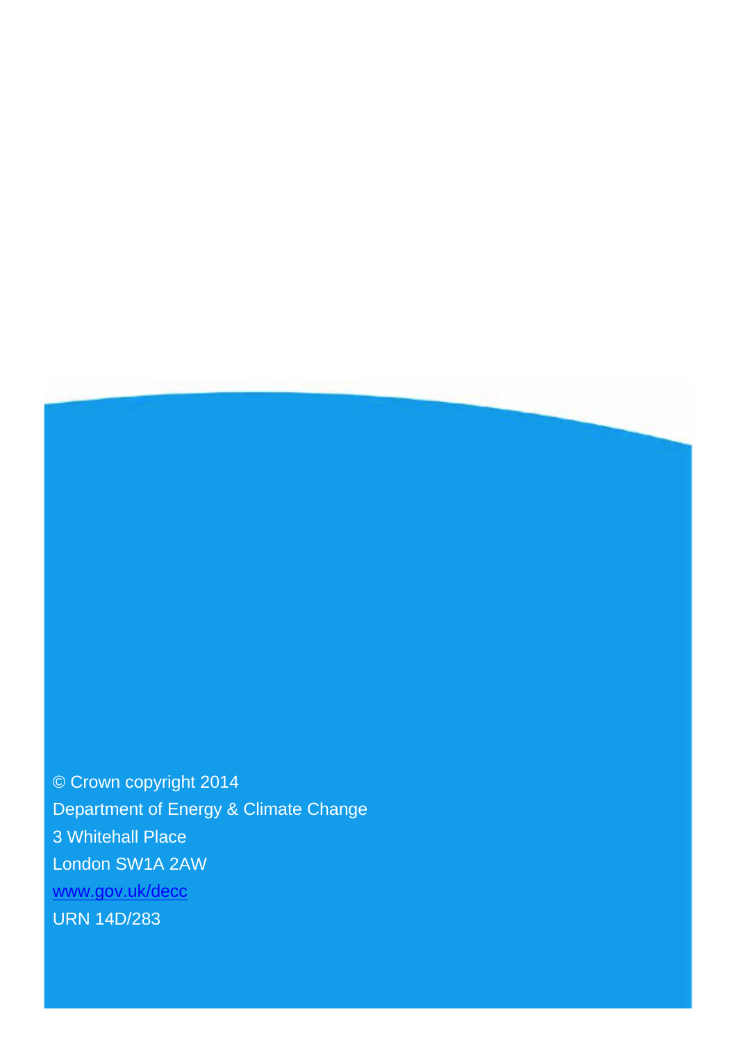© Crown copyright 2014
Department of Energy & Climate Change
3 Whitehall Place
London SW1A 2AW
[www.gov.uk/decc](http://www.gov.uk/decc)
URN 14D/283